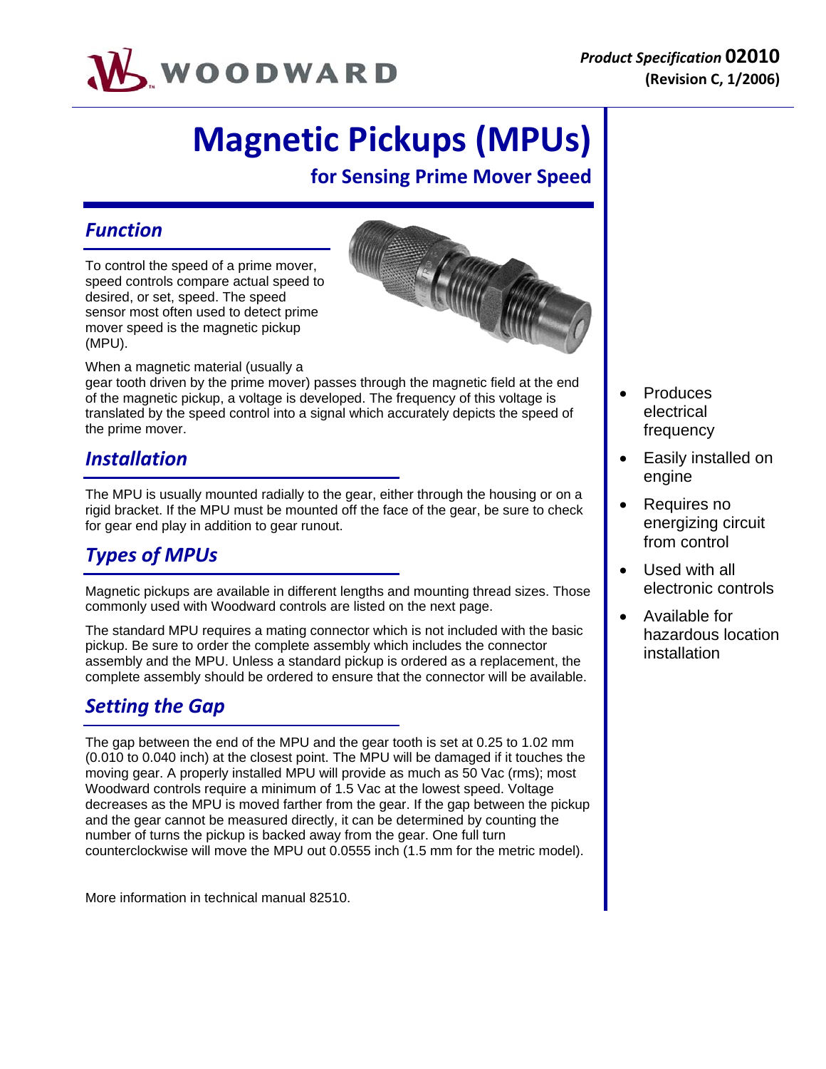**Product Specification 02010**
**(Revision C, 1/2006)**

# Magnetic Pickups (MPUs)

## for Sensing Prime Mover Speed

### Function

To control the speed of a prime mover, speed controls compare actual speed to desired, or set, speed. The speed sensor most often used to detect prime mover speed is the magnetic pickup (MPU).

When a magnetic material (usually a gear tooth driven by the prime mover) passes through the magnetic field at the end of the magnetic pickup, a voltage is developed. The frequency of this voltage is translated by the speed control into a signal which accurately depicts the speed of the prime mover.

### Installation

The MPU is usually mounted radially to the gear, either through the housing or on a rigid bracket. If the MPU must be mounted off the face of the gear, be sure to check for gear end play in addition to gear runout.

### Types of MPUs

Magnetic pickups are available in different lengths and mounting thread sizes. Those commonly used with Woodward controls are listed on the next page.

The standard MPU requires a mating connector which is not included with the basic pickup. Be sure to order the complete assembly which includes the connector assembly and the MPU. Unless a standard pickup is ordered as a replacement, the complete assembly should be ordered to ensure that the connector will be available.

### Setting the Gap

The gap between the end of the MPU and the gear tooth is set at 0.25 to 1.02 mm (0.010 to 0.040 inch) at the closest point. The MPU will be damaged if it touches the moving gear. A properly installed MPU will provide as much as 50 Vac (rms); most Woodward controls require a minimum of 1.5 Vac at the lowest speed. Voltage decreases as the MPU is moved farther from the gear. If the gap between the pickup and the gear cannot be measured directly, it can be determined by counting the number of turns the pickup is backed away from the gear. One full turn counterclockwise will move the MPU out 0.0555 inch (1.5 mm for the metric model).

More information in technical manual 82510.

- Produces electrical frequency
- Easily installed on engine
- Requires no energizing circuit from control
- Used with all electronic controls
- Available for hazardous location installation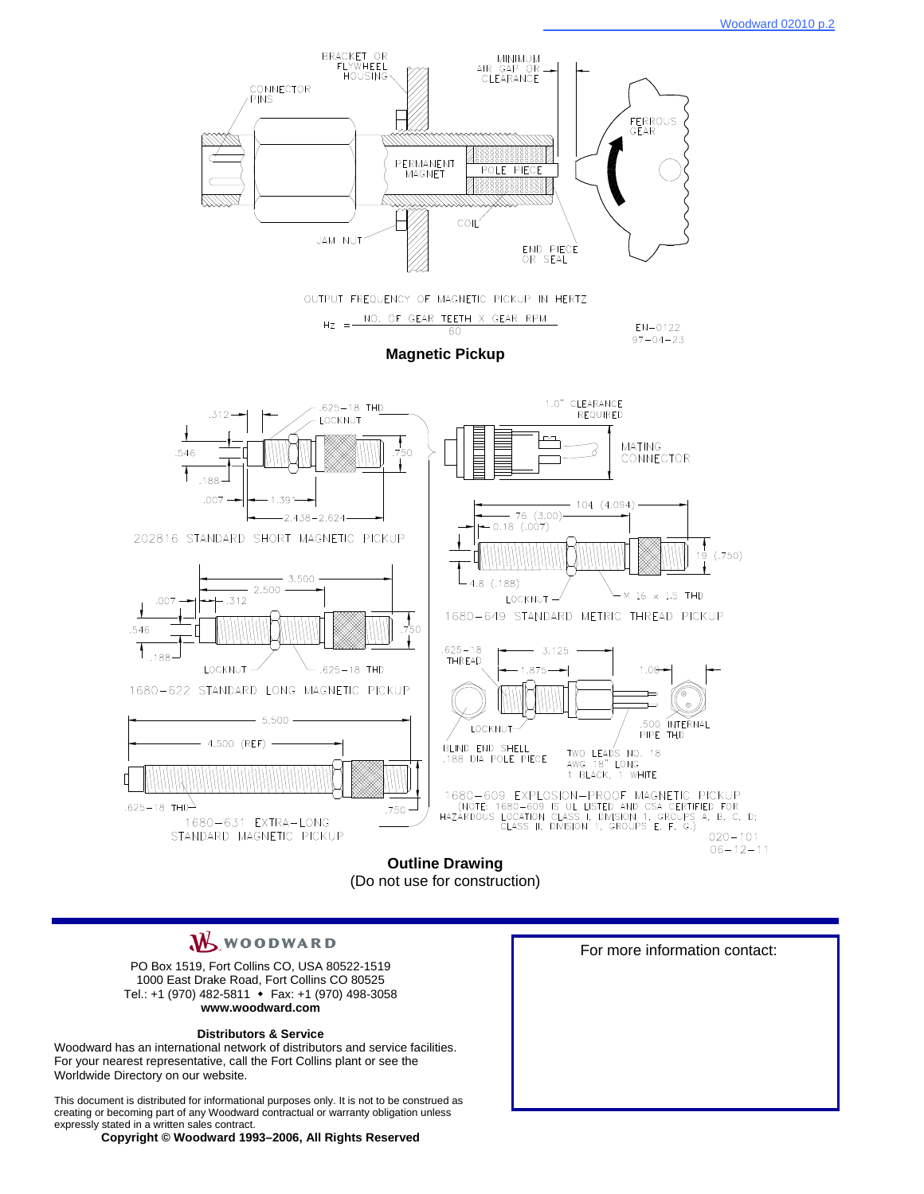BRACKET OR FLYWHEEL HOUSING

CONNECTOR PINS

MINIMUM AIR GAP OR CLEARANCE

FERROUS GEAR

PERMANENT MAGNET

POLE PIECE

COIL

JAM NUT

END PIECE OR SEAL

OUTPUT FREQUENCY OF MAGNETIC PICKUP IN HERTZ

$$Hz = \frac{\text{NO. OF GEAR TEETH} \times \text{GEAR RPM}}{60}$$

EN-0122
97-04-23

**Magnetic Pickup**

.312
.625–18 THD
LOCKNUT
.546
.750
.188
.007
1.391
2.438–2.624
202816 STANDARD SHORT MAGNETIC PICKUP

1.0" CLEARANCE REQUIRED
MATING CONNECTOR

104 (4.094)
76 (3.00)
0.18 (.007)
19 (.750)
4.8 (.188)
LOCKNUT
M 16 × 1.5 THD
1680–649 STANDARD METRIC THREAD PICKUP

3.500
2.500
.007
.312
.546
.750
.188
LOCKNUT
.625–18 THD
1680–622 STANDARD LONG MAGNETIC PICKUP

.625–18 THREAD
3.125
1.875
1.00
LOCKNUT
.500 INTERNAL PIPE THD
BLIND END SHELL .188 DIA POLE PIECE
TWO LEADS NO. 18 AWG 18" LONG 1 BLACK, 1 WHITE
1680–609 EXPLOSION-PROOF MAGNETIC PICKUP
(NOTE: 1680–609 IS UL LISTED AND CSA CERTIFIED FOR HAZARDOUS LOCATION CLASS I, DIVISION 1, GROUPS A, B, C, D; CLASS II, DIVISION 1, GROUPS E, F, G.)

5.500
4.500 (REF)
.625–18 THD
.750
1680–631 EXTRA-LONG STANDARD MAGNETIC PICKUP

020-101
06-12-11

**Outline Drawing**
(Do not use for construction)

**WOODWARD**

PO Box 1519, Fort Collins CO, USA 80522-1519
1000 East Drake Road, Fort Collins CO 80525
Tel.: +1 (970) 482-5811 ◆ Fax: +1 (970) 498-3058
**www.woodward.com**

**Distributors & Service**

Woodward has an international network of distributors and service facilities. For your nearest representative, call the Fort Collins plant or see the Worldwide Directory on our website.

This document is distributed for informational purposes only. It is not to be construed as creating or becoming part of any Woodward contractual or warranty obligation unless expressly stated in a written sales contract.

**Copyright © Woodward 1993–2006, All Rights Reserved**

For more information contact: